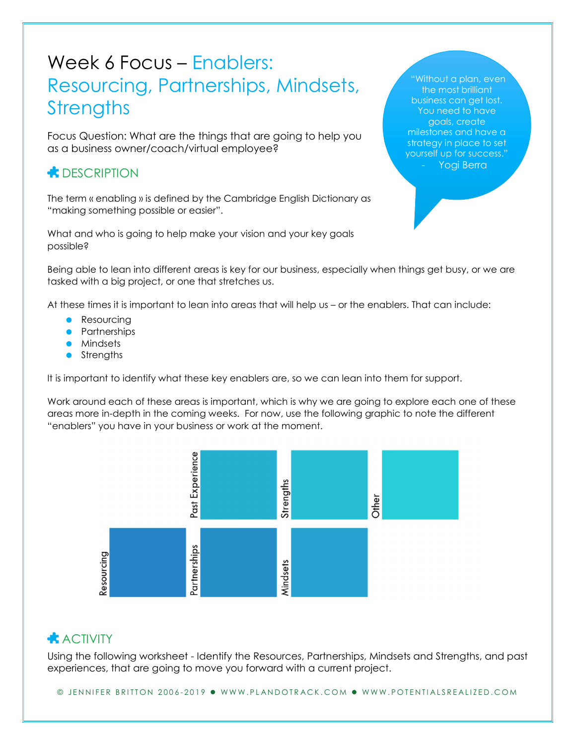# Week 6 Focus – Enablers: Resourcing, Partnerships, Mindsets, Strengths

Focus Question: What are the things that are going to help you as a business owner/coach/virtual employee?

> "Without a plan, even the most brilliant business can get lost. You need to have goals, create milestones and have a strategy in place to set yourself up for success."
> - Yogi Berra

## DESCRIPTION

The term « enabling » is defined by the Cambridge English Dictionary as "making something possible or easier".

What and who is going to help make your vision and your key goals possible?

Being able to lean into different areas is key for our business, especially when things get busy, or we are tasked with a big project, or one that stretches us.

At these times it is important to lean into areas that will help us – or the enablers. That can include:

- Resourcing
- Partnerships
- Mindsets
- Strengths

It is important to identify what these key enablers are, so we can lean into them for support.

Work around each of these areas is important, which is why we are going to explore each one of these areas more in-depth in the coming weeks. For now, use the following graphic to note the different "enablers" you have in your business or work at the moment.

Past Experience | Strengths | Other

Resourcing | Partnerships | Mindsets

## ACTIVITY

Using the following worksheet - Identify the Resources, Partnerships, Mindsets and Strengths, and past experiences, that are going to move you forward with a current project.

© JENNIFER BRITTON 2006-2019 ● WWW.PLANDOTRACK.COM ● WWW.POTENTIALSREALIZED.COM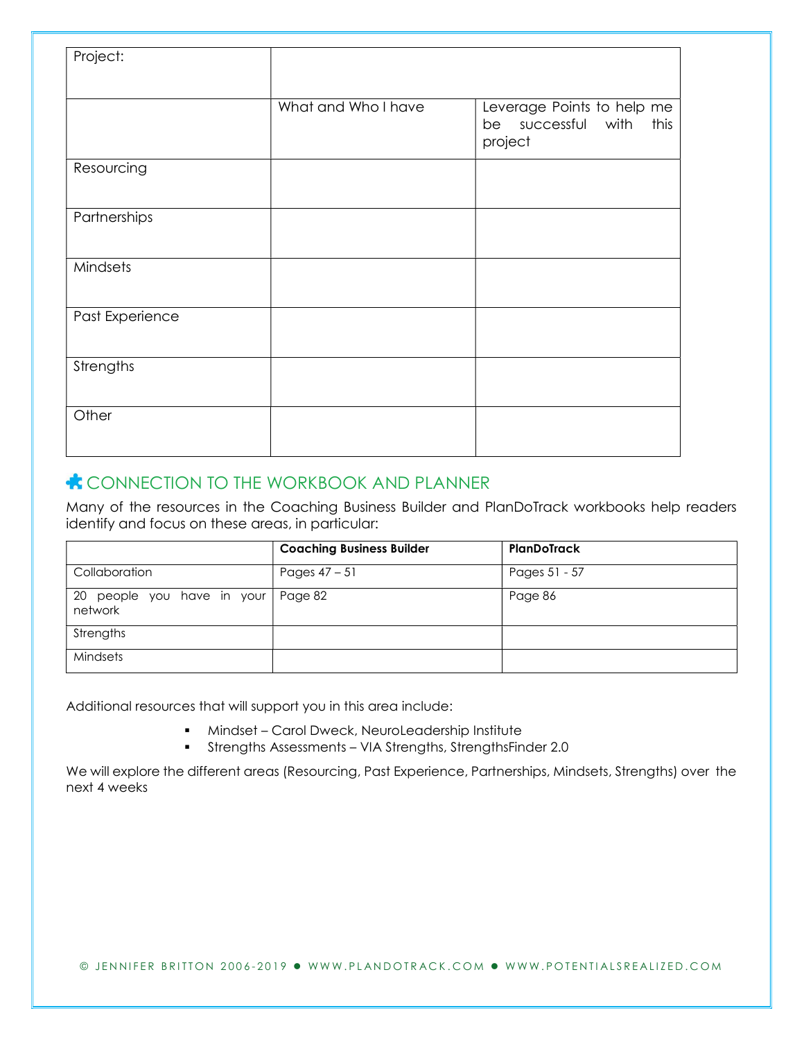| Project: | | |
|---|---|---|
| | What and Who I have | Leverage Points to help me be successful with this project |
| Resourcing | | |
| Partnerships | | |
| Mindsets | | |
| Past Experience | | |
| Strengths | | |
| Other | | |

## CONNECTION TO THE WORKBOOK AND PLANNER

Many of the resources in the Coaching Business Builder and PlanDoTrack workbooks help readers identify and focus on these areas, in particular:

| | **Coaching Business Builder** | **PlanDoTrack** |
|---|---|---|
| Collaboration | Pages 47 – 51 | Pages 51 - 57 |
| 20 people you have in your network | Page 82 | Page 86 |
| Strengths | | |
| Mindsets | | |

Additional resources that will support you in this area include:

- Mindset – Carol Dweck, NeuroLeadership Institute
- Strengths Assessments – VIA Strengths, StrengthsFinder 2.0

We will explore the different areas (Resourcing, Past Experience, Partnerships, Mindsets, Strengths) over the next 4 weeks

© JENNIFER BRITTON 2006-2019 ● WWW.PLANDOTRACK.COM ● WWW.POTENTIALSREALIZED.COM